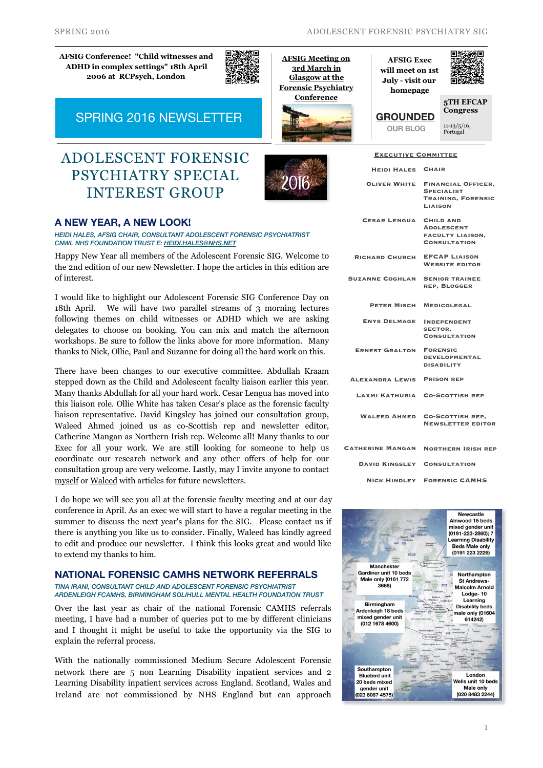**AFSIG Conference! "Child witnesses and ADHD in complex settings" 18th April 2006 at RCPsych, London**

**AFSIG Meeting on 3rd March in Glasgow at the Forensic Psychiatry Conference**

**AFSIG Exec will meet on 1st July - visit our homepage**

**GROUNDED**
OUR BLOG

**5TH EFCAP Congress**
11-13/5/16, Portugal

SPRING 2016 NEWSLETTER

# ADOLESCENT FORENSIC PSYCHIATRY SPECIAL INTEREST GROUP

## A NEW YEAR, A NEW LOOK!

*HEIDI HALES, AFSIG CHAIR, CONSULTANT ADOLESCENT FORENSIC PSYCHIATRIST CNWL NHS FOUNDATION TRUST E: HEIDI.HALES@NHS.NET*

Happy New Year all members of the Adolescent Forensic SIG. Welcome to the 2nd edition of our new Newsletter. I hope the articles in this edition are of interest.

I would like to highlight our Adolescent Forensic SIG Conference Day on 18th April. We will have two parallel streams of 3 morning lectures following themes on child witnesses or ADHD which we are asking delegates to choose on booking. You can mix and match the afternoon workshops. Be sure to follow the links above for more information. Many thanks to Nick, Ollie, Paul and Suzanne for doing all the hard work on this.

There have been changes to our executive committee. Abdullah Kraam stepped down as the Child and Adolescent faculty liaison earlier this year. Many thanks Abdullah for all your hard work. Cesar Lengua has moved into this liaison role. Ollie White has taken Cesar's place as the forensic faculty liaison representative. David Kingsley has joined our consultation group, Waleed Ahmed joined us as co-Scottish rep and newsletter editor, Catherine Mangan as Northern Irish rep. Welcome all! Many thanks to our Exec for all your work. We are still looking for someone to help us coordinate our research network and any other offers of help for our consultation group are very welcome. Lastly, may I invite anyone to contact myself or Waleed with articles for future newsletters.

I do hope we will see you all at the forensic faculty meeting and at our day conference in April. As an exec we will start to have a regular meeting in the summer to discuss the next year's plans for the SIG. Please contact us if there is anything you like us to consider. Finally, Waleed has kindly agreed to edit and produce our newsletter. I think this looks great and would like to extend my thanks to him.

## NATIONAL FORENSIC CAMHS NETWORK REFERRALS

*TINA IRANI, CONSULTANT CHILD AND ADOLESCENT FORENSIC PSYCHIATRIST ARDENLEIGH FCAMHS, BIRMINGHAM SOLIHULL MENTAL HEALTH FOUNDATION TRUST*

Over the last year as chair of the national Forensic CAMHS referrals meeting, I have had a number of queries put to me by different clinicians and I thought it might be useful to take the opportunity via the SIG to explain the referral process.

With the nationally commissioned Medium Secure Adolescent Forensic network there are 5 non Learning Disability inpatient services and 2 Learning Disability inpatient services across England. Scotland, Wales and Ireland are not commissioned by NHS England but can approach

### EXECUTIVE COMMITTEE

| | |
|---|---|
| Heidi Hales | Chair |
| Oliver White | Financial Officer, Specialist Training, Forensic Liaison |
| Cesar Lengua | Child and Adolescent Faculty Liaison, Consultation |
| Richard Church | EFCAP Liaison Website Editor |
| Suzanne Coghlan | Senior Trainee Rep, Blogger |
| Peter Misch | Medicolegal |
| Enys Delmage | Independent Sector, Consultation |
| Ernest Gralton | Forensic Developmental Disability |
| Alexandra Lewis | Prison Rep |
| Laxmi Kathuria | Co-Scottish Rep |
| Waleed Ahmed | Co-Scottish Rep, Newsletter Editor |
| Catherine Mangan | Northern Irish Rep |
| David Kingsley | Consultation |
| Nick Hindley | Forensic CAMHS |

Newcastle Alnwood 15 beds mixed gender unit (0191-223-2860); 7 Learning Disability Beds Male only (0191 223 2226)

Manchester Gardiner unit 10 beds Male only (0161 772 3668)

Northampton St Andrews- Malcolm Arnold Lodge- 10 Learning Disability beds male only (01604 614242)

Birmingham Ardenleigh 18 beds mixed gender unit (012 1678 4600)

Southampton Bluebird unit 20 beds mixed gender unit (023 8087 4575)

London Wells unit 10 beds Male only (020 8483 2244)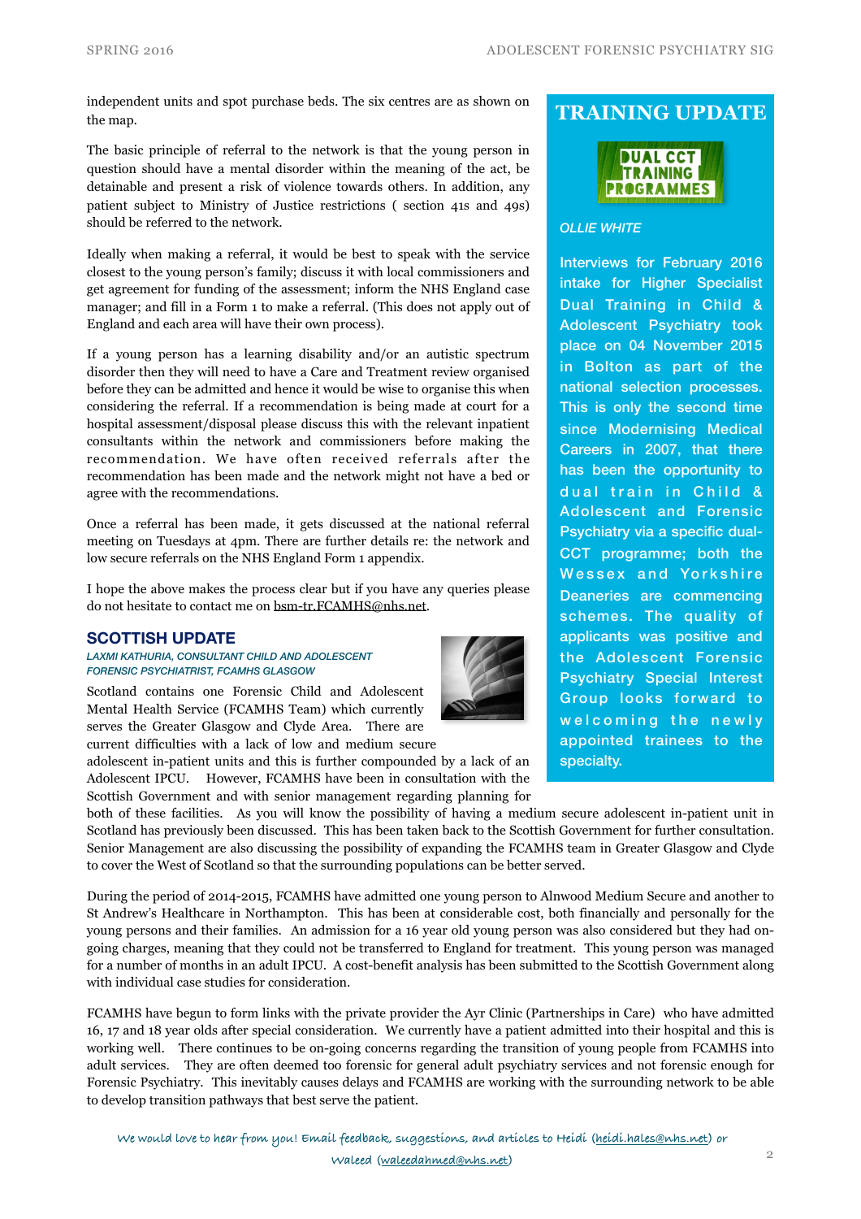independent units and spot purchase beds. The six centres are as shown on the map.

The basic principle of referral to the network is that the young person in question should have a mental disorder within the meaning of the act, be detainable and present a risk of violence towards others. In addition, any patient subject to Ministry of Justice restrictions ( section 41s and 49s) should be referred to the network.

Ideally when making a referral, it would be best to speak with the service closest to the young person's family; discuss it with local commissioners and get agreement for funding of the assessment; inform the NHS England case manager; and fill in a Form 1 to make a referral. (This does not apply out of England and each area will have their own process).

If a young person has a learning disability and/or an autistic spectrum disorder then they will need to have a Care and Treatment review organised before they can be admitted and hence it would be wise to organise this when considering the referral. If a recommendation is being made at court for a hospital assessment/disposal please discuss this with the relevant inpatient consultants within the network and commissioners before making the recommendation. We have often received referrals after the recommendation has been made and the network might not have a bed or agree with the recommendations.

Once a referral has been made, it gets discussed at the national referral meeting on Tuesdays at 4pm. There are further details re: the network and low secure referrals on the NHS England Form 1 appendix.

I hope the above makes the process clear but if you have any queries please do not hesitate to contact me on bsm-tr.FCAMHS@nhs.net.

## TRAINING UPDATE

DUAL CCT TRAINING PROGRAMMES

*OLLIE WHITE*

Interviews for February 2016 intake for Higher Specialist Dual Training in Child & Adolescent Psychiatry took place on 04 November 2015 in Bolton as part of the national selection processes. This is only the second time since Modernising Medical Careers in 2007, that there has been the opportunity to dual train in Child & Adolescent and Forensic Psychiatry via a specific dual-CCT programme; both the Wessex and Yorkshire Deaneries are commencing schemes. The quality of applicants was positive and the Adolescent Forensic Psychiatry Special Interest Group looks forward to welcoming the newly appointed trainees to the specialty.

## SCOTTISH UPDATE

*LAXMI KATHURIA, CONSULTANT CHILD AND ADOLESCENT FORENSIC PSYCHIATRIST, FCAMHS GLASGOW*

Scotland contains one Forensic Child and Adolescent Mental Health Service (FCAMHS Team) which currently serves the Greater Glasgow and Clyde Area. There are current difficulties with a lack of low and medium secure adolescent in-patient units and this is further compounded by a lack of an Adolescent IPCU. However, FCAMHS have been in consultation with the Scottish Government and with senior management regarding planning for both of these facilities. As you will know the possibility of having a medium secure adolescent in-patient unit in Scotland has previously been discussed. This has been taken back to the Scottish Government for further consultation. Senior Management are also discussing the possibility of expanding the FCAMHS team in Greater Glasgow and Clyde to cover the West of Scotland so that the surrounding populations can be better served.

During the period of 2014-2015, FCAMHS have admitted one young person to Alnwood Medium Secure and another to St Andrew's Healthcare in Northampton. This has been at considerable cost, both financially and personally for the young persons and their families. An admission for a 16 year old young person was also considered but they had on-going charges, meaning that they could not be transferred to England for treatment. This young person was managed for a number of months in an adult IPCU. A cost-benefit analysis has been submitted to the Scottish Government along with individual case studies for consideration.

FCAMHS have begun to form links with the private provider the Ayr Clinic (Partnerships in Care) who have admitted 16, 17 and 18 year olds after special consideration. We currently have a patient admitted into their hospital and this is working well. There continues to be on-going concerns regarding the transition of young people from FCAMHS into adult services. They are often deemed too forensic for general adult psychiatry services and not forensic enough for Forensic Psychiatry. This inevitably causes delays and FCAMHS are working with the surrounding network to be able to develop transition pathways that best serve the patient.

*We would love to hear from you! Email feedback, suggestions, and articles to Heidi (heidi.hales@nhs.net) or Waleed (waleedahmed@nhs.net)*